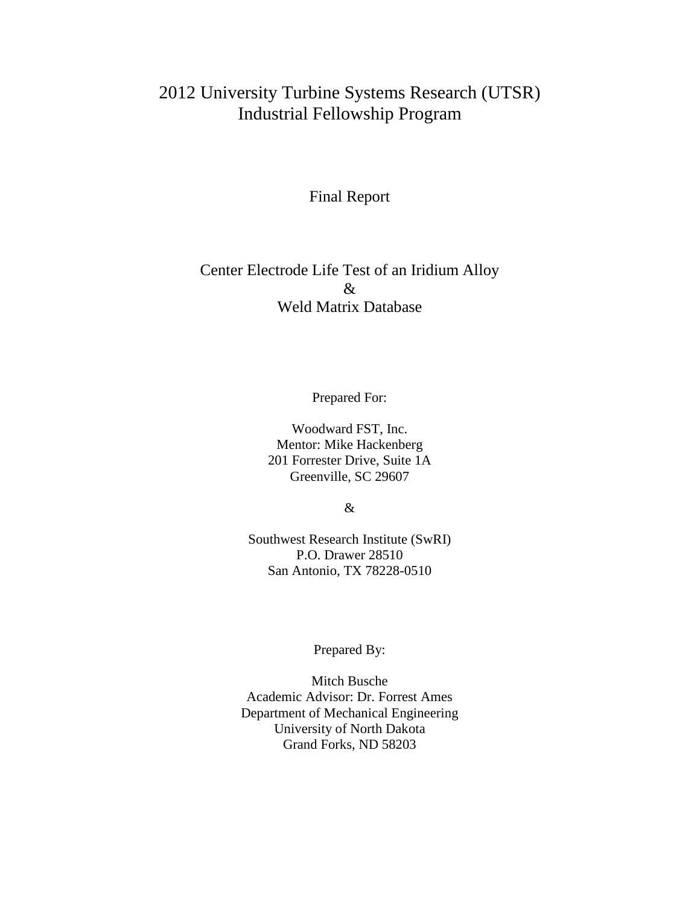# 2012 University Turbine Systems Research (UTSR) Industrial Fellowship Program

## Final Report

## Center Electrode Life Test of an Iridium Alloy & Weld Matrix Database

Prepared For:

Woodward FST, Inc.
Mentor: Mike Hackenberg
201 Forrester Drive, Suite 1A
Greenville, SC 29607

&

Southwest Research Institute (SwRI)
P.O. Drawer 28510
San Antonio, TX 78228-0510

Prepared By:

Mitch Busche
Academic Advisor: Dr. Forrest Ames
Department of Mechanical Engineering
University of North Dakota
Grand Forks, ND 58203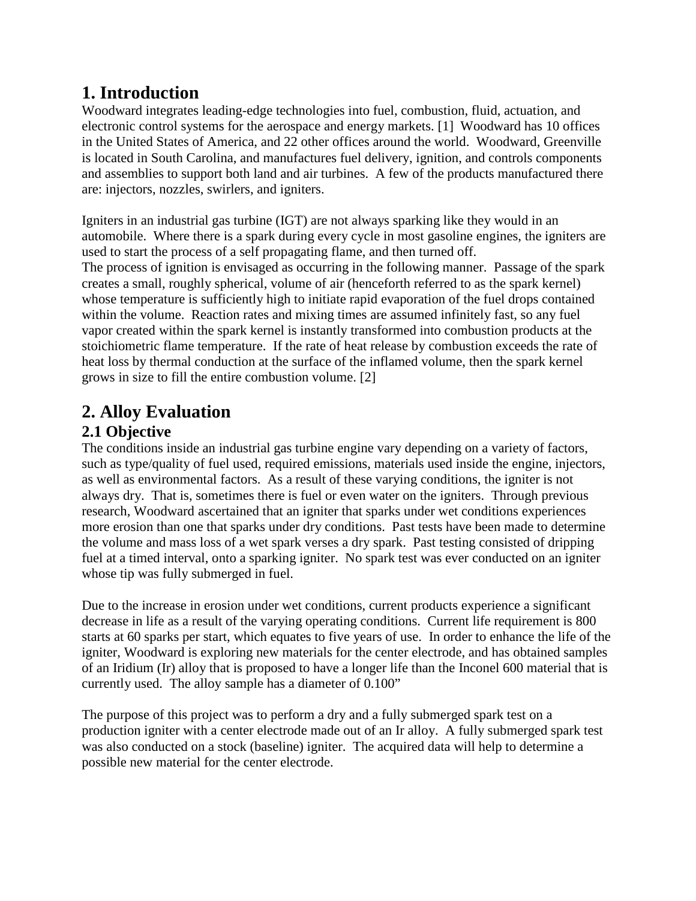# 1. Introduction

Woodward integrates leading-edge technologies into fuel, combustion, fluid, actuation, and electronic control systems for the aerospace and energy markets. [1] Woodward has 10 offices in the United States of America, and 22 other offices around the world. Woodward, Greenville is located in South Carolina, and manufactures fuel delivery, ignition, and controls components and assemblies to support both land and air turbines. A few of the products manufactured there are: injectors, nozzles, swirlers, and igniters.

Igniters in an industrial gas turbine (IGT) are not always sparking like they would in an automobile. Where there is a spark during every cycle in most gasoline engines, the igniters are used to start the process of a self propagating flame, and then turned off.
The process of ignition is envisaged as occurring in the following manner. Passage of the spark creates a small, roughly spherical, volume of air (henceforth referred to as the spark kernel) whose temperature is sufficiently high to initiate rapid evaporation of the fuel drops contained within the volume. Reaction rates and mixing times are assumed infinitely fast, so any fuel vapor created within the spark kernel is instantly transformed into combustion products at the stoichiometric flame temperature. If the rate of heat release by combustion exceeds the rate of heat loss by thermal conduction at the surface of the inflamed volume, then the spark kernel grows in size to fill the entire combustion volume. [2]

# 2. Alloy Evaluation

## 2.1 Objective

The conditions inside an industrial gas turbine engine vary depending on a variety of factors, such as type/quality of fuel used, required emissions, materials used inside the engine, injectors, as well as environmental factors. As a result of these varying conditions, the igniter is not always dry. That is, sometimes there is fuel or even water on the igniters. Through previous research, Woodward ascertained that an igniter that sparks under wet conditions experiences more erosion than one that sparks under dry conditions. Past tests have been made to determine the volume and mass loss of a wet spark verses a dry spark. Past testing consisted of dripping fuel at a timed interval, onto a sparking igniter. No spark test was ever conducted on an igniter whose tip was fully submerged in fuel.

Due to the increase in erosion under wet conditions, current products experience a significant decrease in life as a result of the varying operating conditions. Current life requirement is 800 starts at 60 sparks per start, which equates to five years of use. In order to enhance the life of the igniter, Woodward is exploring new materials for the center electrode, and has obtained samples of an Iridium (Ir) alloy that is proposed to have a longer life than the Inconel 600 material that is currently used. The alloy sample has a diameter of 0.100"

The purpose of this project was to perform a dry and a fully submerged spark test on a production igniter with a center electrode made out of an Ir alloy. A fully submerged spark test was also conducted on a stock (baseline) igniter. The acquired data will help to determine a possible new material for the center electrode.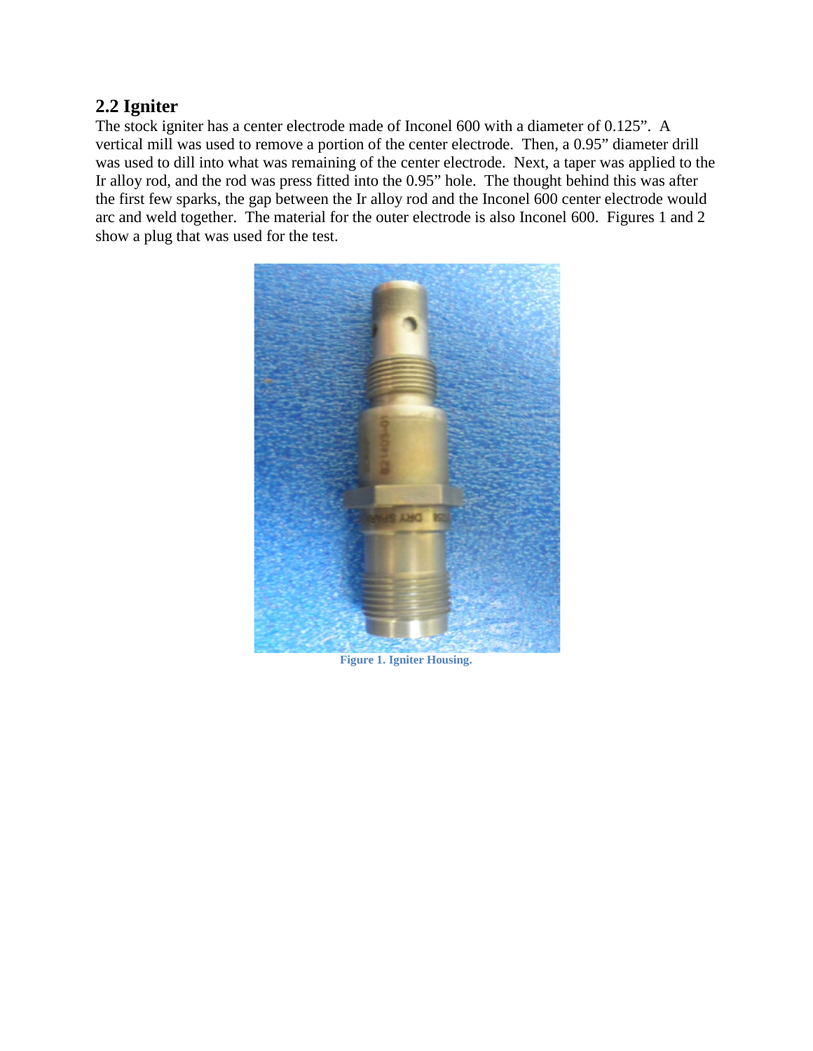## 2.2 Igniter

The stock igniter has a center electrode made of Inconel 600 with a diameter of 0.125". A vertical mill was used to remove a portion of the center electrode. Then, a 0.95" diameter drill was used to dill into what was remaining of the center electrode. Next, a taper was applied to the Ir alloy rod, and the rod was press fitted into the 0.95" hole. The thought behind this was after the first few sparks, the gap between the Ir alloy and the Inconel 600 center electrode would arc and weld together. The material for the outer electrode is also Inconel 600. Figures 1 and 2 show a plug that was used for the test.

Figure 1. Igniter Housing.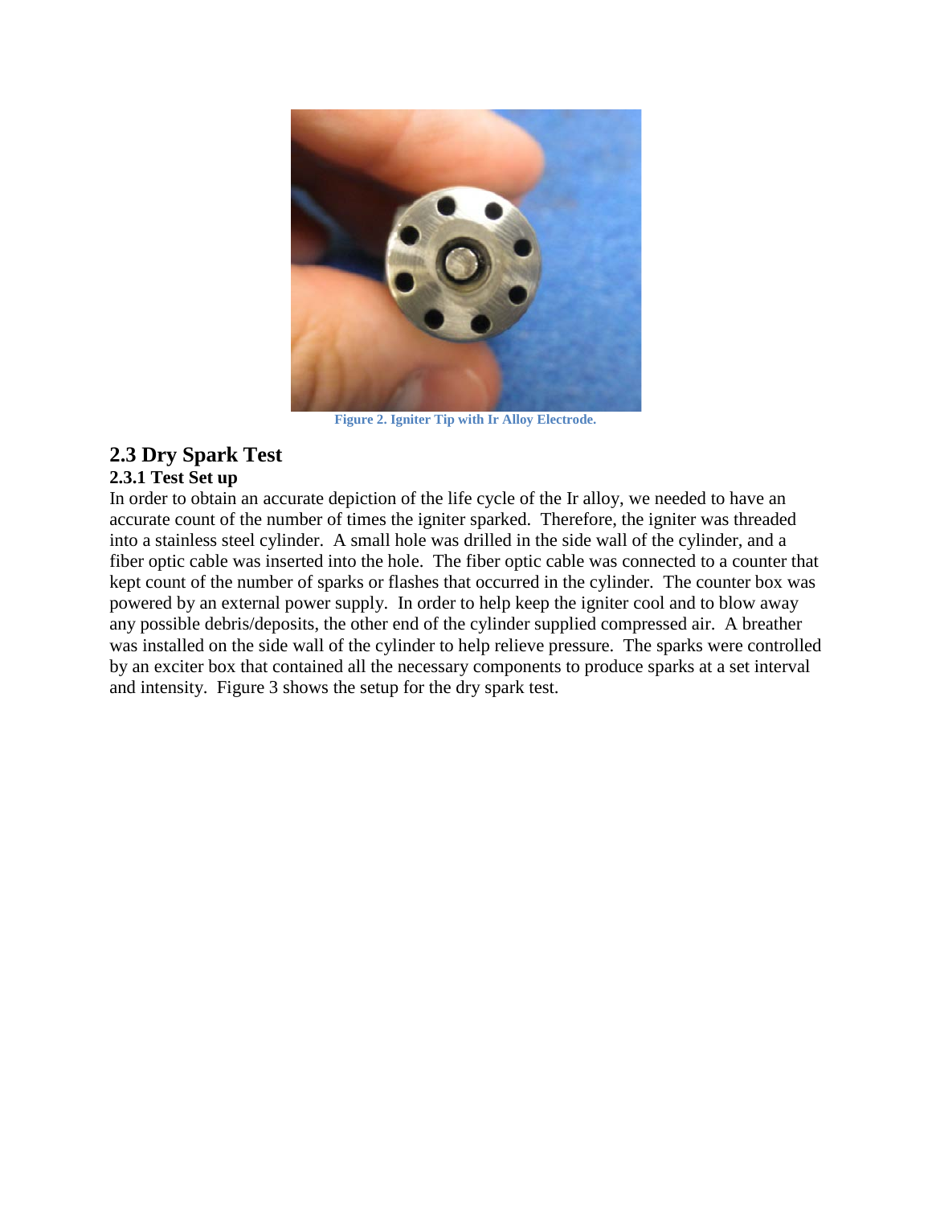Figure 2. Igniter Tip with Ir Alloy Electrode.

## 2.3 Dry Spark Test

### 2.3.1 Test Set up

In order to obtain an accurate depiction of the life cycle of the Ir alloy, we needed to have an accurate count of the number of times the igniter sparked. Therefore, the igniter was threaded into a stainless steel cylinder. A small hole was drilled in the side wall of the cylinder, and a fiber optic cable was inserted into the hole. The fiber optic cable was connected to a counter that kept count of the number of sparks or flashes that occurred in the cylinder. The counter box was powered by an external power supply. In order to help keep the igniter cool and to blow away any possible debris/deposits, the other end of the cylinder supplied compressed air. A breather was installed on the side wall of the cylinder to help relieve pressure. The sparks were controlled by an exciter box that contained all the necessary components to produce sparks at a set interval and intensity. Figure 3 shows the setup for the dry spark test.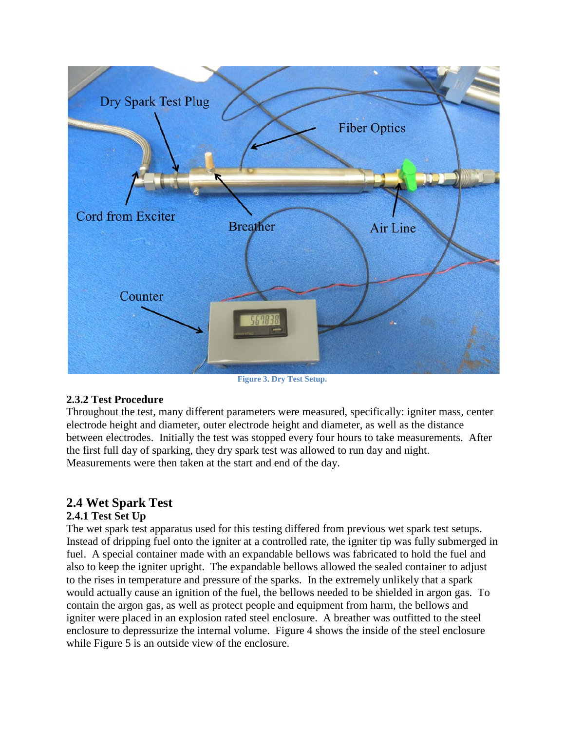Figure 3. Dry Test Setup.

### 2.3.2 Test Procedure

Throughout the test, many different parameters were measured, specifically: igniter mass, center electrode height and diameter, outer electrode height and diameter, as well as the distance between electrodes. Initially the test was stopped every four hours to take measurements. After the first full day of sparking, they dry spark test was allowed to run day and night. Measurements were then taken at the start and end of the day.

## 2.4 Wet Spark Test

### 2.4.1 Test Set Up

The wet spark test apparatus used for this testing differed from previous wet spark test setups. Instead of dripping fuel onto the igniter at a controlled rate, the igniter tip was fully submerged in fuel. A special container made with an expandable bellows was fabricated to hold the fuel and also to keep the igniter upright. The expandable bellows allowed the sealed container to adjust to the rises in temperature and pressure of the sparks. In the extremely unlikely that a spark would actually cause an ignition of the fuel, the bellows needed to be shielded in argon gas. To contain the argon gas, as well as protect people and equipment from harm, the bellows and igniter were placed in an explosion rated steel enclosure. A breather was outfitted to the steel enclosure to depressurize the internal volume. Figure 4 shows the inside of the steel enclosure while Figure 5 is an outside view of the enclosure.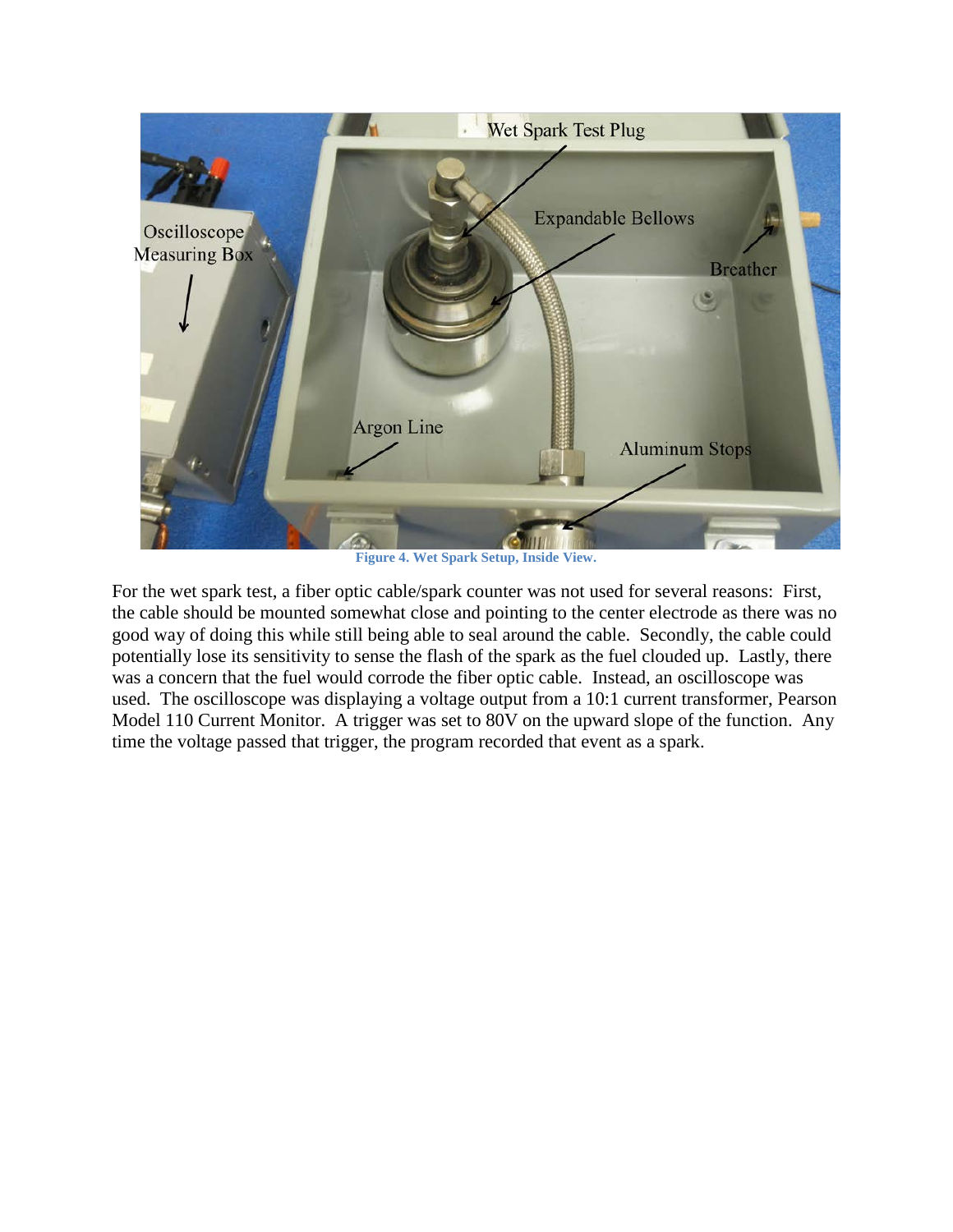Figure 4. Wet Spark Setup, Inside View.

For the wet spark test, a fiber optic cable/spark counter was not used for several reasons: First, the cable should be mounted somewhat close and pointing to the center electrode as there was no good way of doing this while still being able to seal around the cable. Secondly, the cable could potentially lose its sensitivity to sense the flash of the spark as the fuel clouded up. Lastly, there was a concern that the fuel would corrode the fiber optic cable. Instead, an oscilloscope was used. The oscilloscope was displaying a voltage output from a 10:1 current transformer, Pearson Model 110 Current Monitor. A trigger was set to 80V on the upward slope of the function. Any time the voltage passed that trigger, the program recorded that event as a spark.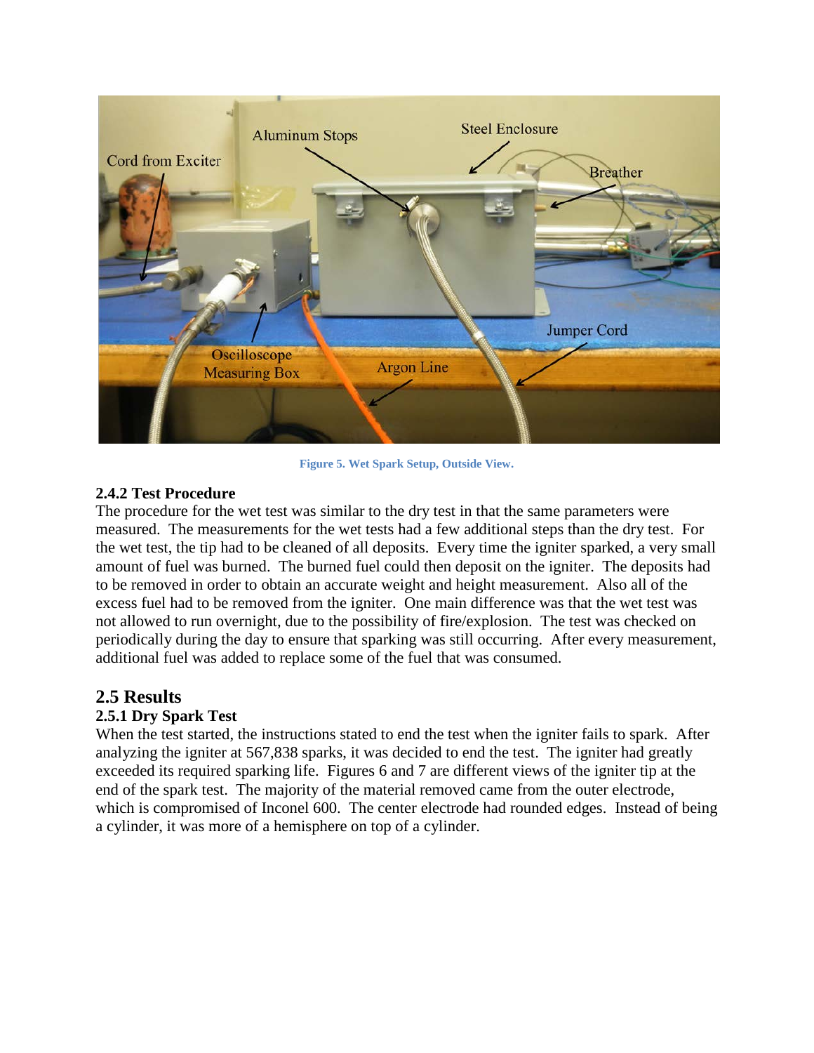Figure 5. Wet Spark Setup, Outside View.

### 2.4.2 Test Procedure

The procedure for the wet test was similar to the dry test in that the same parameters were measured. The measurements for the wet tests had a few additional steps than the dry test. For the wet test, the tip had to be cleaned of all deposits. Every time the igniter sparked, a very small amount of fuel was burned. The burned fuel could then deposit on the igniter. The deposits had to be removed in order to obtain an accurate weight and height measurement. Also all of the excess fuel had to be removed from the igniter. One main difference was that the wet test was not allowed to run overnight, due to the possibility of fire/explosion. The test was checked on periodically during the day to ensure that sparking was still occurring. After every measurement, additional fuel was added to replace some of the fuel that was consumed.

## 2.5 Results

### 2.5.1 Dry Spark Test

When the test started, the instructions stated to end the test when the igniter fails to spark. After analyzing the igniter at 567,838 sparks, it was decided to end the test. The igniter had greatly exceeded its required sparking life. Figures 6 and 7 are different views of the igniter tip at the end of the spark test. The majority of the material removed came from the outer electrode, which is compromised of Inconel 600. The center electrode had rounded edges. Instead of being a cylinder, it was more of a hemisphere on top of a cylinder.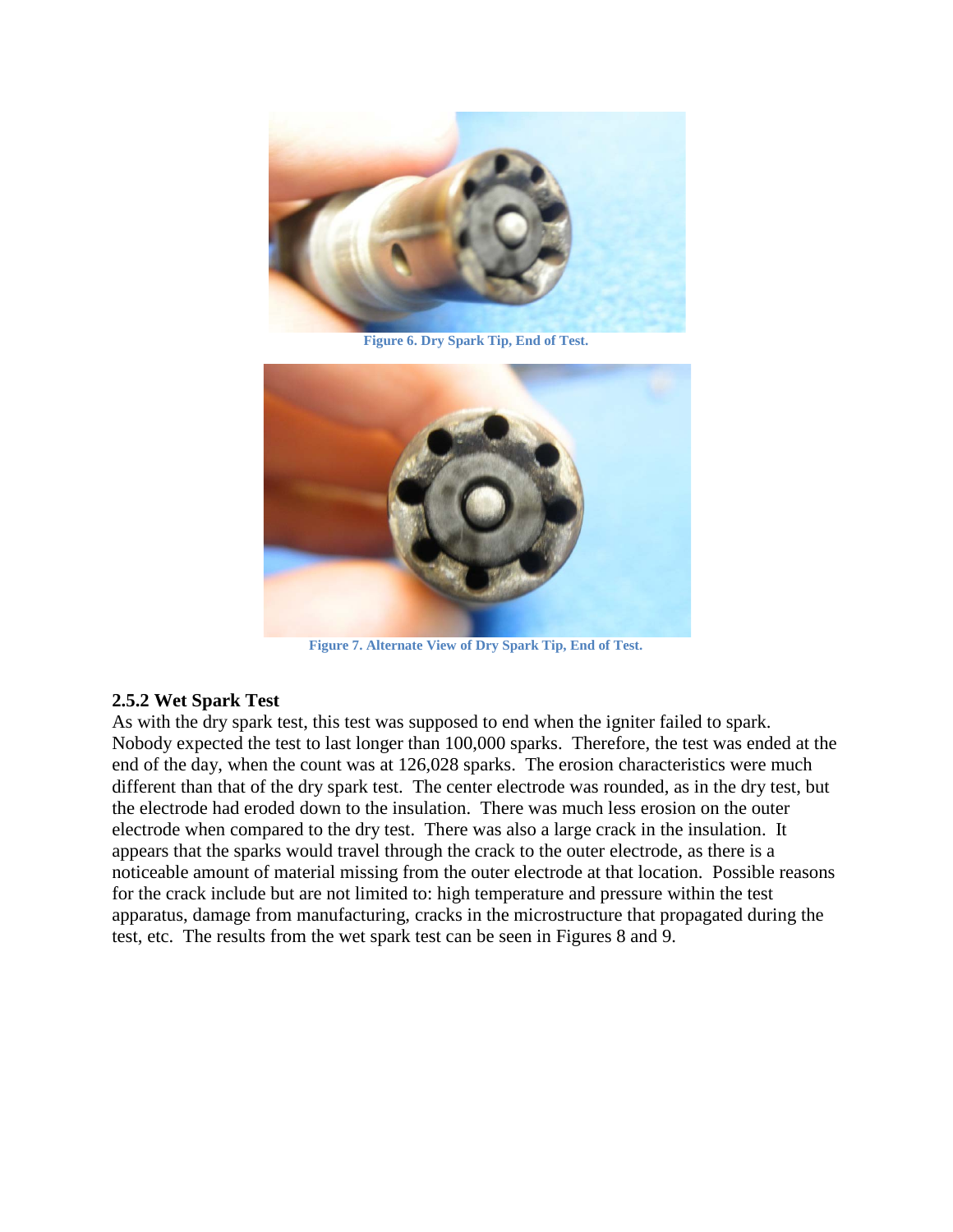Figure 6. Dry Spark Tip, End of Test.

Figure 7. Alternate View of Dry Spark Tip, End of Test.

### 2.5.2 Wet Spark Test

As with the dry spark test, this test was supposed to end when the igniter failed to spark. Nobody expected the test to last longer than 100,000 sparks. Therefore, the test was ended at the end of the day, when the count was at 126,028 sparks. The erosion characteristics were much different than that of the dry spark test. The center electrode was rounded, as in the dry test, but the electrode had eroded down to the insulation. There was much less erosion on the outer electrode when compared to the dry test. There was also a large crack in the insulation. It appears that the sparks would travel through the crack to the outer electrode, as there is a noticeable amount of material missing from the outer electrode at that location. Possible reasons for the crack include but are not limited to: high temperature and pressure within the test apparatus, damage from manufacturing, cracks in the microstructure that propagated during the test, etc. The results from the wet spark test can be seen in Figures 8 and 9.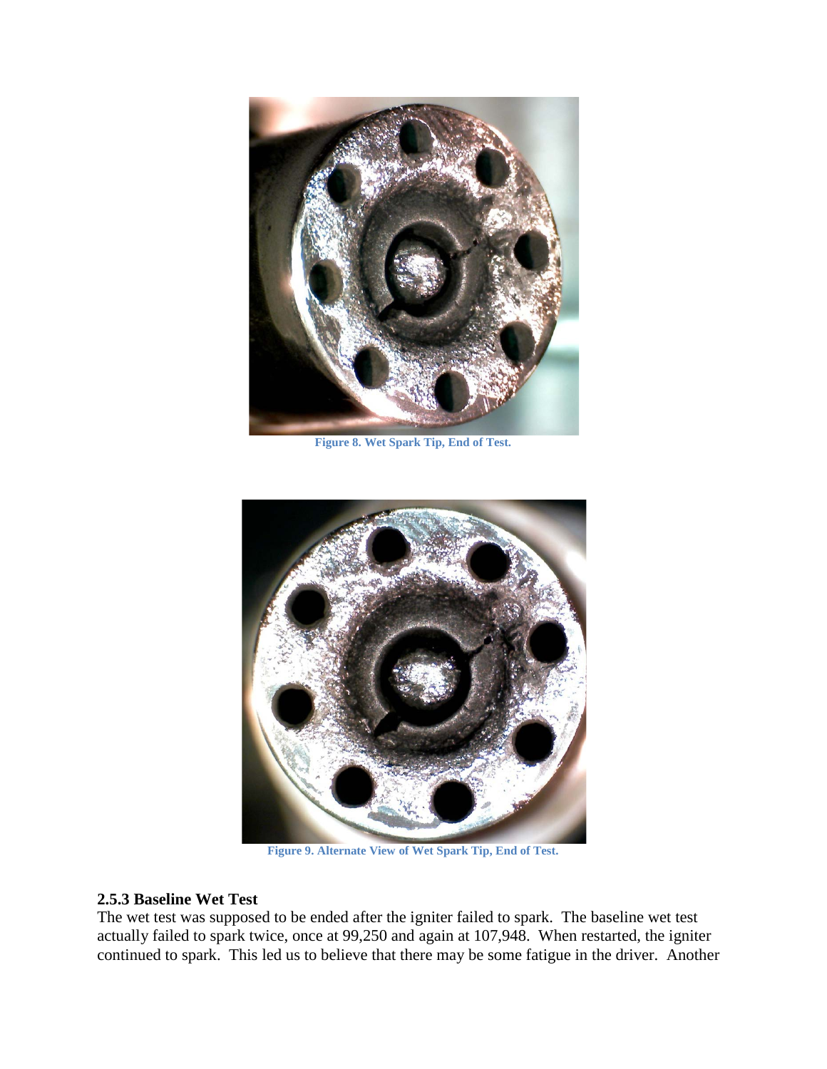Figure 8. Wet Spark Tip, End of Test.

Figure 9. Alternate View of Wet Spark Tip, End of Test.

### 2.5.3 Baseline Wet Test

The wet test was supposed to be ended after the igniter failed to spark. The baseline wet test actually failed to spark twice, once at 99,250 and again at 107,948. When restarted, the igniter continued to spark. This led us to believe that there may be some fatigue in the driver. Another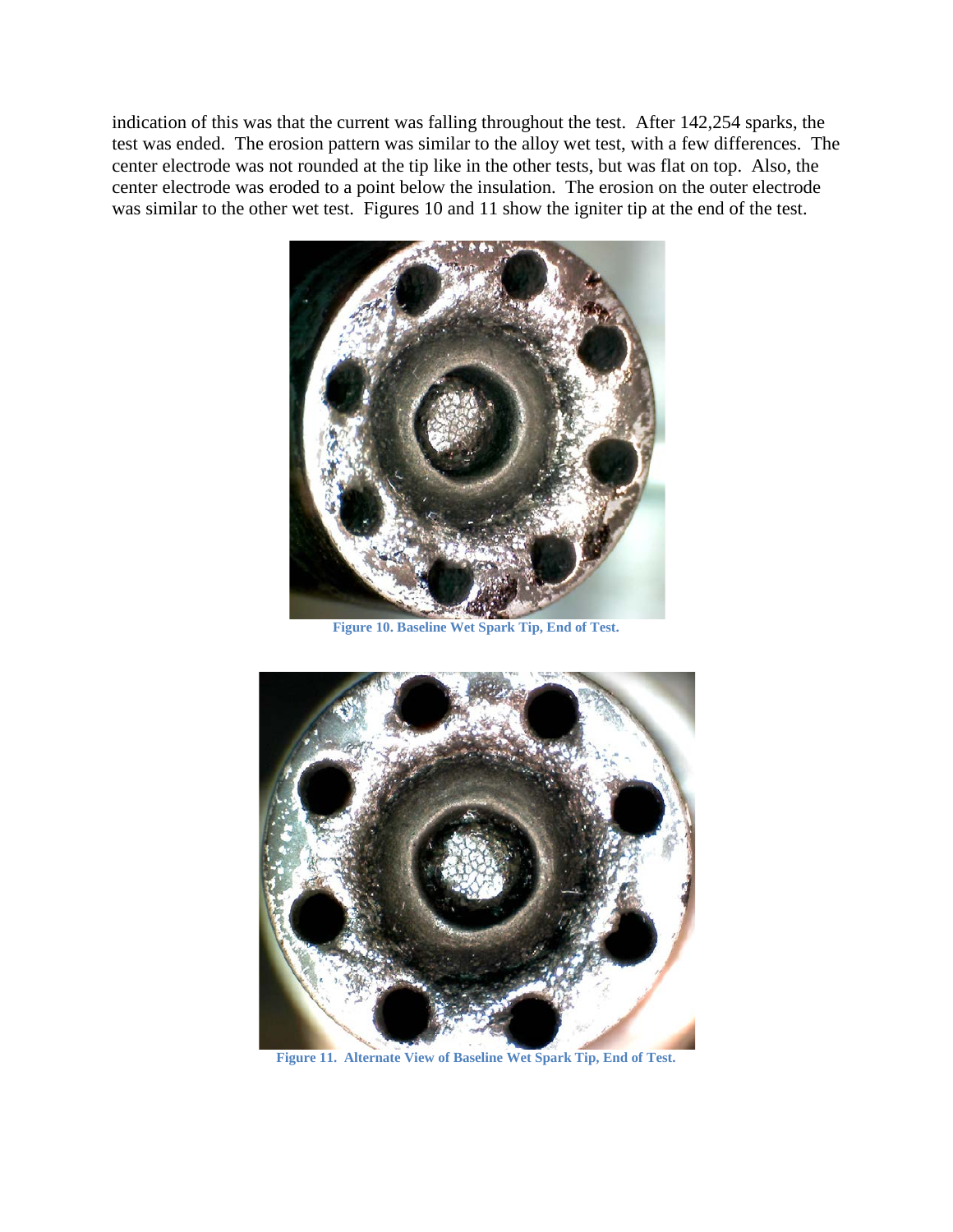indication of this was that the current was falling throughout the test. After 142,254 sparks, the test was ended. The erosion pattern was similar to the alloy wet test, with a few differences. The center electrode was not rounded at the tip like in the other tests, but was flat on top. Also, the center electrode was eroded to a point below the insulation. The erosion on the outer electrode was similar to the other wet test. Figures 10 and 11 show the igniter tip at the end of the test.

**Figure 10. Baseline Wet Spark Tip, End of Test.**

**Figure 11. Alternate View of Baseline Wet Spark Tip, End of Test.**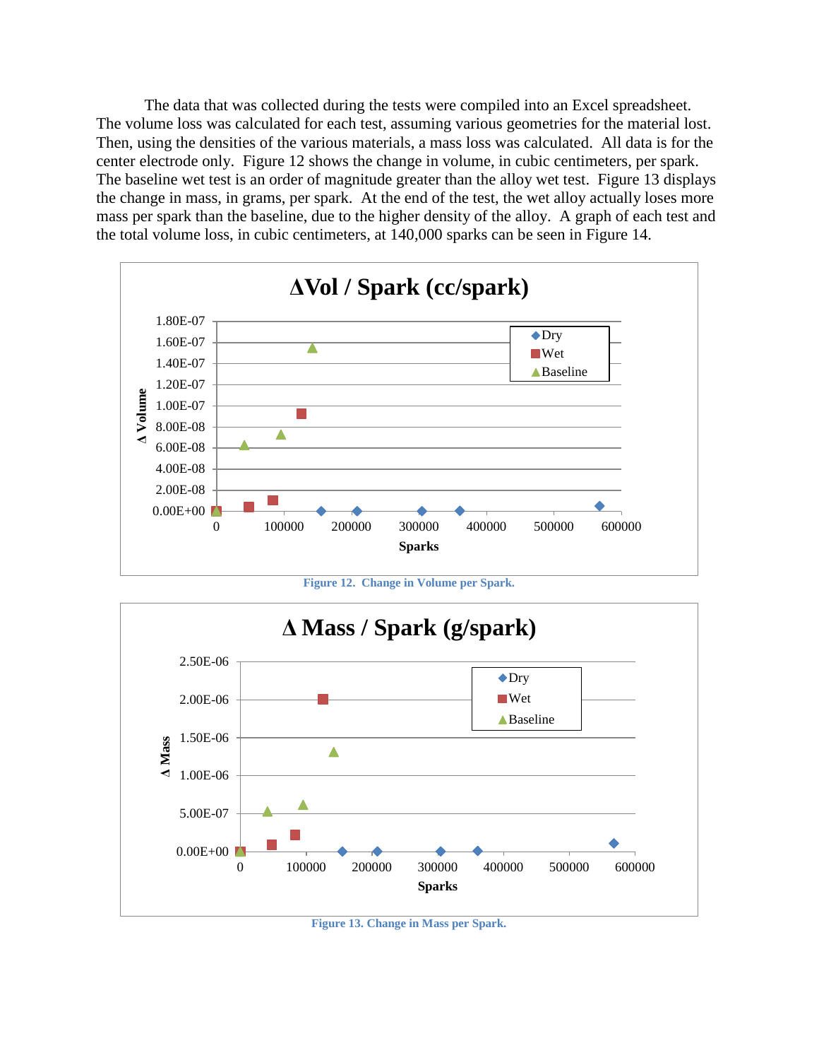The data that was collected during the tests were compiled into an Excel spreadsheet. The volume loss was calculated for each test, assuming various geometries for the material lost. Then, using the densities of the various materials, a mass loss was calculated. All data is for the center electrode only. Figure 12 shows the change in volume, in cubic centimeters, per spark. The baseline wet test is an order of magnitude greater than the alloy wet test. Figure 13 displays the change in mass, in grams, per spark. At the end of the test, the wet alloy actually loses more mass per spark than the baseline, due to the higher density of the alloy. A graph of each test and the total volume loss, in cubic centimeters, at 140,000 sparks can be seen in Figure 14.

**Figure 12. Change in Volume per Spark.**

**Figure 13. Change in Mass per Spark.**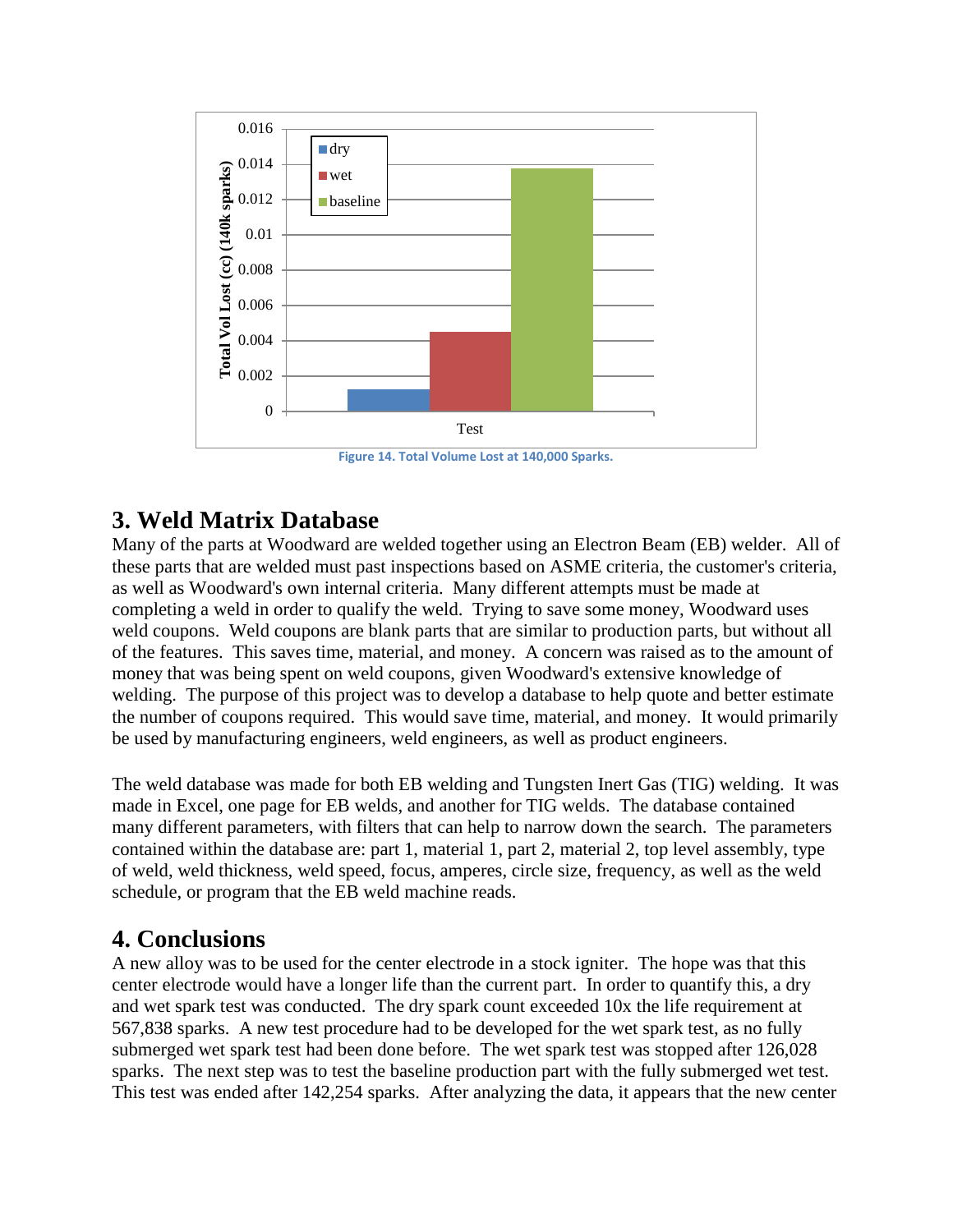Figure 14. Total Volume Lost at 140,000 Sparks.

## 3. Weld Matrix Database

Many of the parts at Woodward are welded together using an Electron Beam (EB) welder. All of these parts that are welded must past inspections based on ASME criteria, the customer's criteria, as well as Woodward's own internal criteria. Many different attempts must be made at completing a weld in order to qualify the weld. Trying to save some money, Woodward uses weld coupons. Weld coupons are blank parts that are similar to production parts, but without all of the features. This saves time, material, and money. A concern was raised as to the amount of money that was being spent on weld coupons, given Woodward's extensive knowledge of welding. The purpose of this project was to develop a database to help quote and better estimate the number of coupons required. This would save time, material, and money. It would primarily be used by manufacturing engineers, weld engineers, as well as product engineers.

The weld database was made for both EB welding and Tungsten Inert Gas (TIG) welding. It was made in Excel, one page for EB welds, and another for TIG welds. The database contained many different parameters, with filters that can help to narrow down the search. The parameters contained within the database are: part 1, material 1, part 2, material 2, top level assembly, type of weld, weld thickness, weld speed, focus, amperes, circle size, frequency, as well as the weld schedule, or program that the EB weld machine reads.

## 4. Conclusions

A new alloy was to be used for the center electrode in a stock igniter. The hope was that this center electrode would have a longer life than the current part. In order to quantify this, a dry and wet spark test was conducted. The dry spark count exceeded 10x the life requirement at 567,838 sparks. A new test procedure had to be developed for the wet spark test, as no fully submerged wet spark test had been done before. The wet spark test was stopped after 126,028 sparks. The next step was to test the baseline production part with the fully submerged wet test. This test was ended after 142,254 sparks. After analyzing the data, it appears that the new center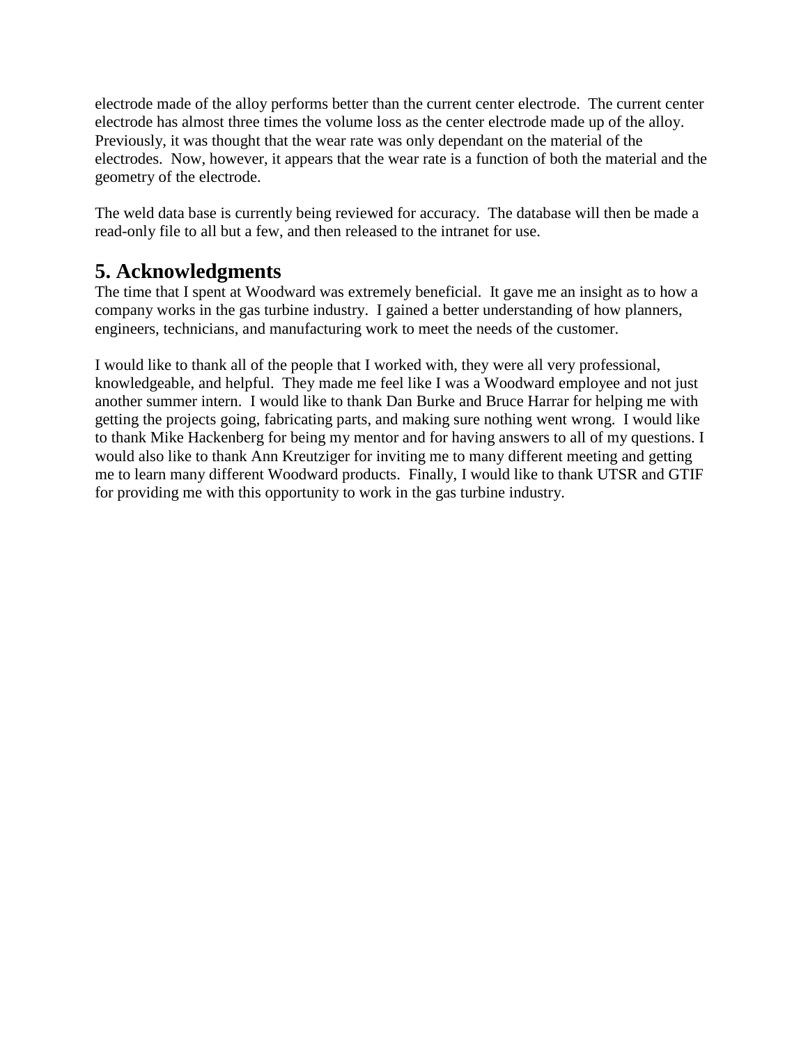electrode made of the alloy performs better than the current center electrode. The current center electrode has almost three times the volume loss as the center electrode made up of the alloy. Previously, it was thought that the wear rate was only dependant on the material of the electrodes. Now, however, it appears that the wear rate is a function of both the material and the geometry of the electrode.

The weld data base is currently being reviewed for accuracy. The database will then be made a read-only file to all but a few, and then released to the intranet for use.

## 5. Acknowledgments

The time that I spent at Woodward was extremely beneficial. It gave me an insight as to how a company works in the gas turbine industry. I gained a better understanding of how planners, engineers, technicians, and manufacturing work to meet the needs of the customer.

I would like to thank all of the people that I worked with, they were all very professional, knowledgeable, and helpful. They made me feel like I was a Woodward employee and not just another summer intern. I would like to thank Dan Burke and Bruce Harrar for helping me with getting the projects going, fabricating parts, and making sure nothing went wrong. I would like to thank Mike Hackenberg for being my mentor and for having answers to all of my questions. I would also like to thank Ann Kreutziger for inviting me to many different meeting and getting me to learn many different Woodward products. Finally, I would like to thank UTSR and GTIF for providing me with this opportunity to work in the gas turbine industry.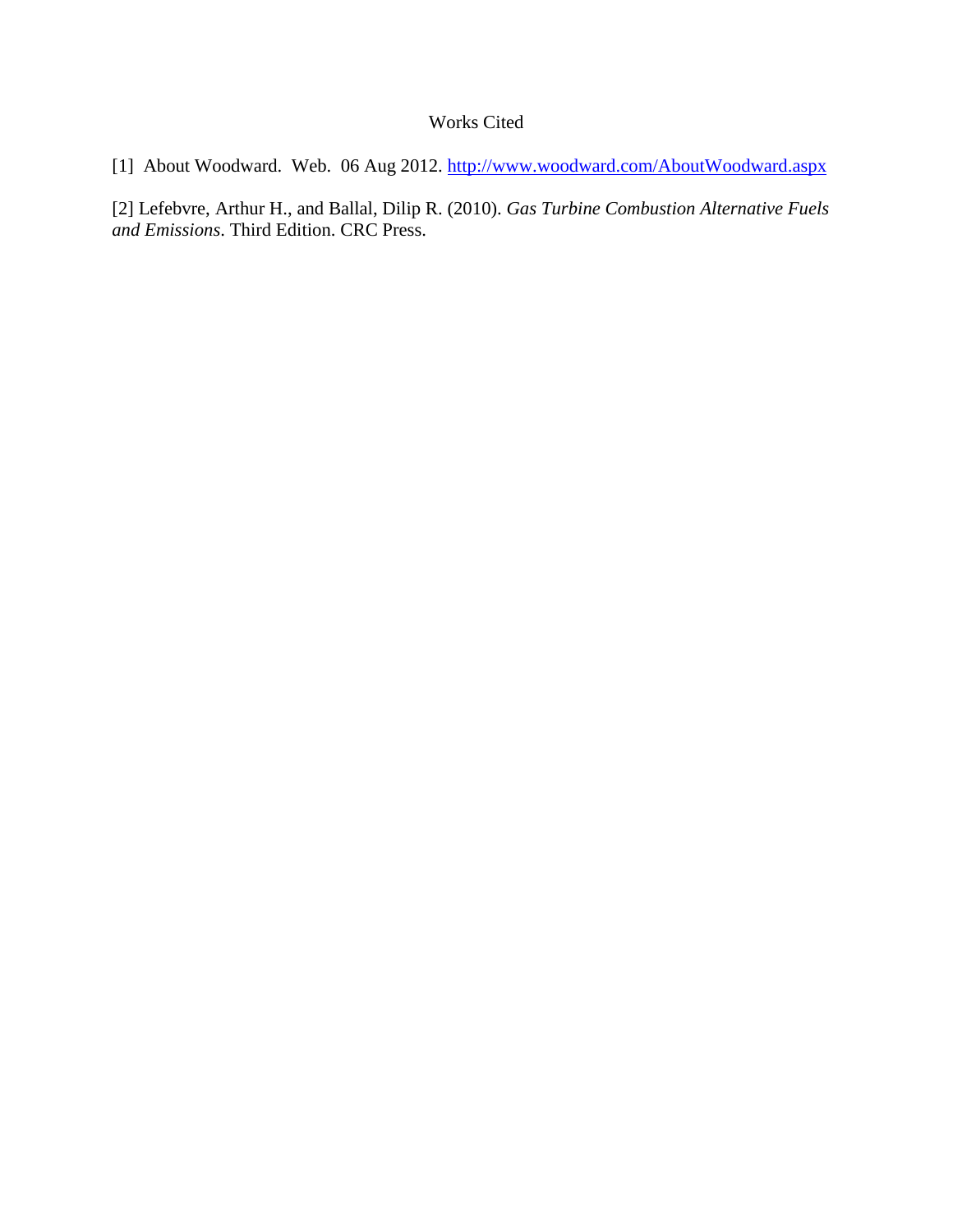# Works Cited

[1] About Woodward. Web. 06 Aug 2012. [http://www.woodward.com/AboutWoodward.aspx](http://www.woodward.com/AboutWoodward.aspx)

[2] Lefebvre, Arthur H., and Ballal, Dilip R. (2010). *Gas Turbine Combustion Alternative Fuels and Emissions*. Third Edition. CRC Press.